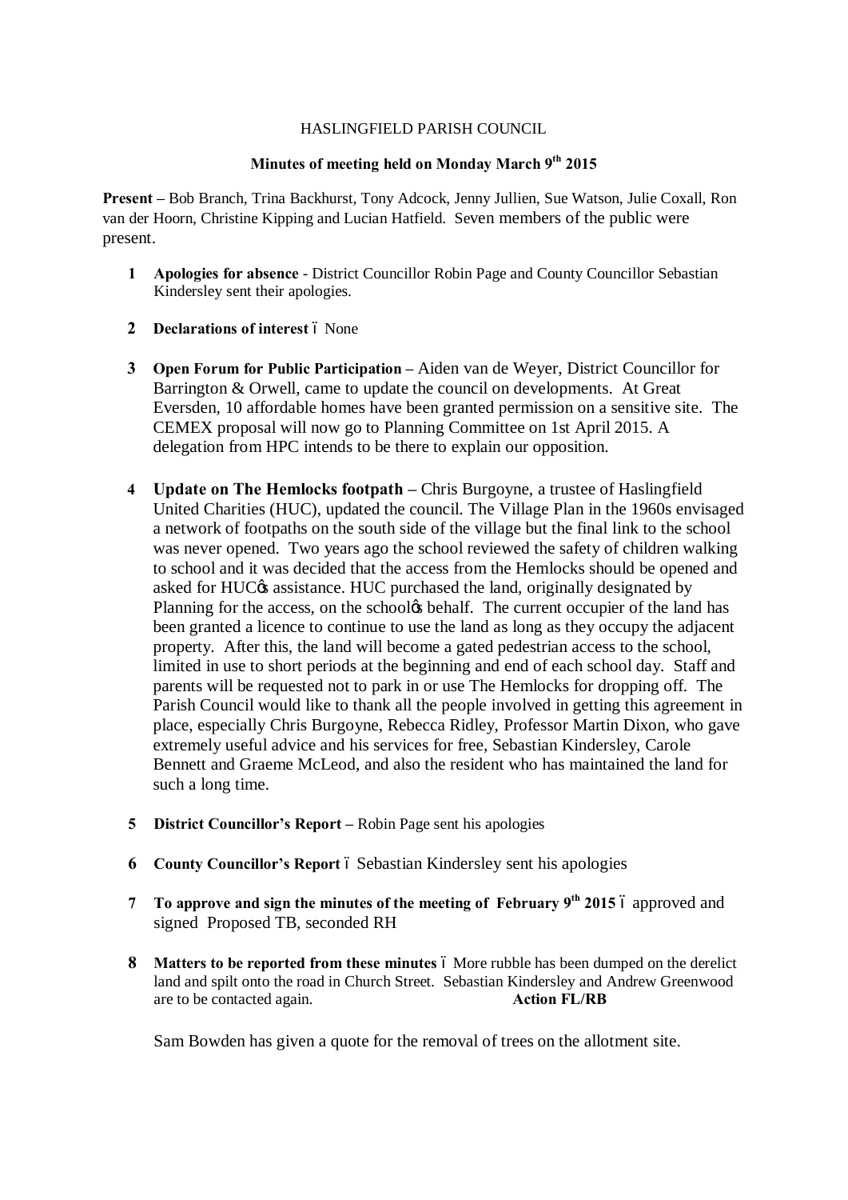HASLINGFIELD PARISH COUNCIL

**Minutes of meeting held on Monday March 9th 2015**

**Present** – Bob Branch, Trina Backhurst, Tony Adcock, Jenny Jullien, Sue Watson, Julie Coxall, Ron van der Hoorn, Christine Kipping and Lucian Hatfield. Seven members of the public were present.

1. **Apologies for absence** - District Councillor Robin Page and County Councillor Sebastian Kindersley sent their apologies.

2. **Declarations of interest** – None

3. **Open Forum for Public Participation** – Aiden van de Weyer, District Councillor for Barrington & Orwell, came to update the council on developments. At Great Eversden, 10 affordable homes have been granted permission on a sensitive site. The CEMEX proposal will now go to Planning Committee on 1st April 2015. A delegation from HPC intends to be there to explain our opposition.

4. **Update on The Hemlocks footpath** – Chris Burgoyne, a trustee of Haslingfield United Charities (HUC), updated the council. The Village Plan in the 1960s envisaged a network of footpaths on the south side of the village but the final link to the school was never opened. Two years ago the school reviewed the safety of children walking to school and it was decided that the access from the Hemlocks should be opened and asked for HUC's assistance. HUC purchased the land, originally designated by Planning for the access, on the school's behalf. The current occupier of the land has been granted a licence to continue to use the land as long as they occupy the adjacent property. After this, the land will become a gated pedestrian access to the school, limited in use to short periods at the beginning and end of each school day. Staff and parents will be requested not to park in or use The Hemlocks for dropping off. The Parish Council would like to thank all the people involved in getting this agreement in place, especially Chris Burgoyne, Rebecca Ridley, Professor Martin Dixon, who gave extremely useful advice and his services for free, Sebastian Kindersley, Carole Bennett and Graeme McLeod, and also the resident who has maintained the land for such a long time.

5. **District Councillor's Report** – Robin Page sent his apologies

6. **County Councillor's Report** – Sebastian Kindersley sent his apologies

7. **To approve and sign the minutes of the meeting of February 9th 2015** – approved and signed Proposed TB, seconded RH

8. **Matters to be reported from these minutes** – More rubble has been dumped on the derelict land and spilt onto the road in Church Street. Sebastian Kindersley and Andrew Greenwood are to be contacted again. **Action FL/RB**

   Sam Bowden has given a quote for the removal of trees on the allotment site.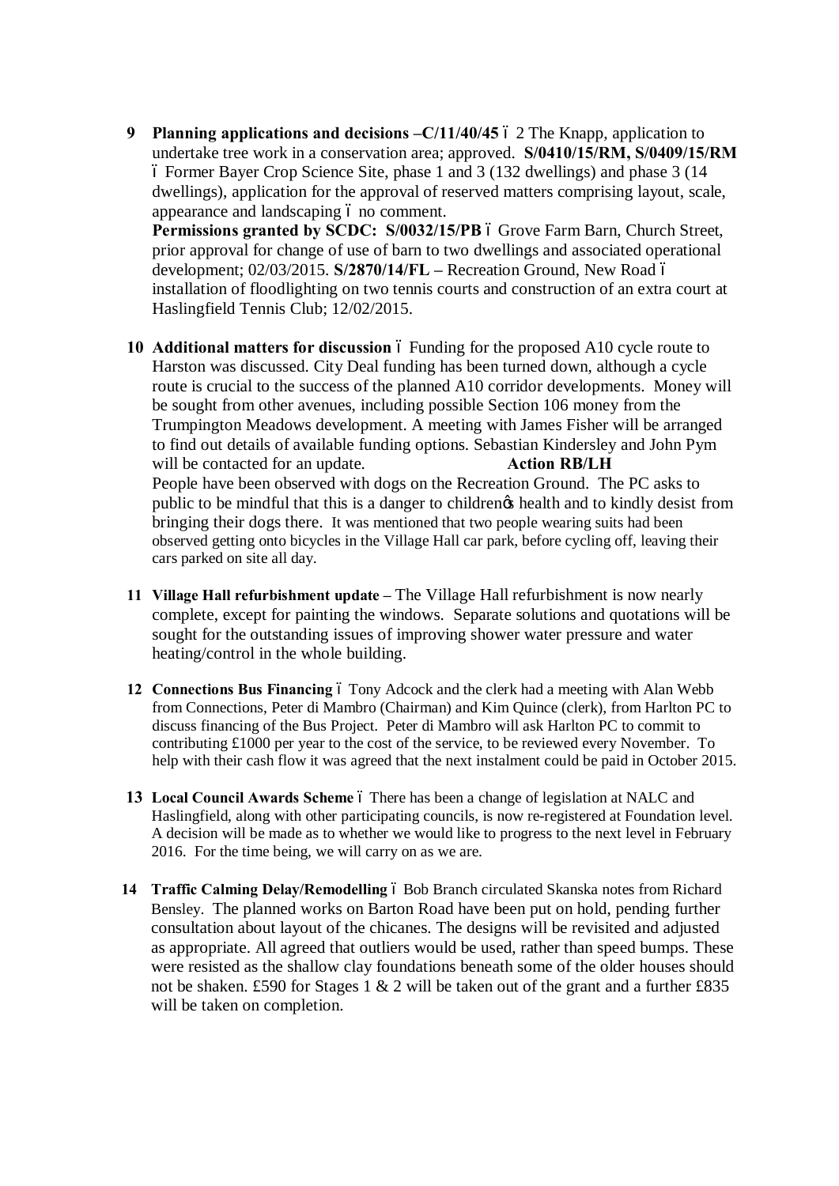9 **Planning applications and decisions –C/11/40/45** – 2 The Knapp, application to undertake tree work in a conservation area; approved. **S/0410/15/RM, S/0409/15/RM** – Former Bayer Crop Science Site, phase 1 and 3 (132 dwellings) and phase 3 (14 dwellings), application for the approval of reserved matters comprising layout, scale, appearance and landscaping – no comment.
**Permissions granted by SCDC: S/0032/15/PB** – Grove Farm Barn, Church Street, prior approval for change of use of barn to two dwellings and associated operational development; 02/03/2015. **S/2870/14/FL** – Recreation Ground, New Road – installation of floodlighting on two tennis courts and construction of an extra court at Haslingfield Tennis Club; 12/02/2015.

10 **Additional matters for discussion** – Funding for the proposed A10 cycle route to Harston was discussed. City Deal funding has been turned down, although a cycle route is crucial to the success of the planned A10 corridor developments. Money will be sought from other avenues, including possible Section 106 money from the Trumpington Meadows development. A meeting with James Fisher will be arranged to find out details of available funding options. Sebastian Kindersley and John Pym will be contacted for an update. **Action RB/LH**
People have been observed with dogs on the Recreation Ground. The PC asks to public to be mindful that this is a danger to children's health and to kindly desist from bringing their dogs there. It was mentioned that two people wearing suits had been observed getting onto bicycles in the Village Hall car park, before cycling off, leaving their cars parked on site all day.

11 **Village Hall refurbishment update** – The Village Hall refurbishment is now nearly complete, except for painting the windows. Separate solutions and quotations will be sought for the outstanding issues of improving shower water pressure and water heating/control in the whole building.

12 **Connections Bus Financing** – Tony Adcock and the clerk had a meeting with Alan Webb from Connections, Peter di Mambro (Chairman) and Kim Quince (clerk), from Harlton PC to discuss financing of the Bus Project. Peter di Mambro will ask Harlton PC to commit to contributing £1000 per year to the cost of the service, to be reviewed every November. To help with their cash flow it was agreed that the next instalment could be paid in October 2015.

13 **Local Council Awards Scheme** – There has been a change of legislation at NALC and Haslingfield, along with other participating councils, is now re-registered at Foundation level. A decision will be made as to whether we would like to progress to the next level in February 2016. For the time being, we will carry on as we are.

14 **Traffic Calming Delay/Remodelling** – Bob Branch circulated Skanska notes from Richard Bensley. The planned works on Barton Road have been put on hold, pending further consultation about layout of the chicanes. The designs will be revisited and adjusted as appropriate. All agreed that outliers would be used, rather than speed bumps. These were resisted as the shallow clay foundations beneath some of the older houses should not be shaken. £590 for Stages 1 & 2 will be taken out of the grant and a further £835 will be taken on completion.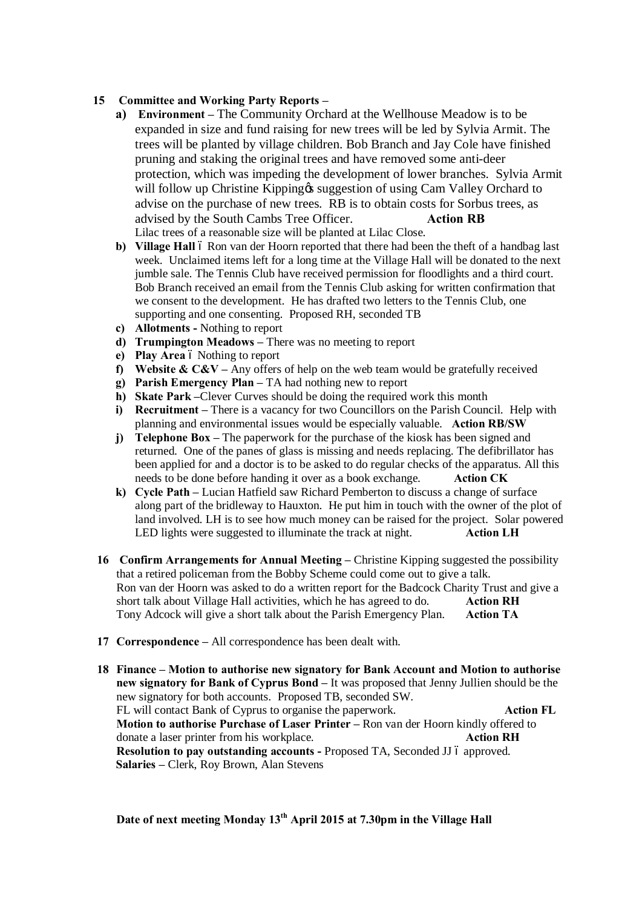**15 Committee and Working Party Reports –**

a) **Environment** – The Community Orchard at the Wellhouse Meadow is to be expanded in size and fund raising for new trees will be led by Sylvia Armit. The trees will be planted by village children. Bob Branch and Jay Cole have finished pruning and staking the original trees and have removed some anti-deer protection, which was impeding the development of lower branches. Sylvia Armit will follow up Christine Kipping's suggestion of using Cam Valley Orchard to advise on the purchase of new trees. RB is to obtain costs for Sorbus trees, as advised by the South Cambs Tree Officer. **Action RB**
Lilac trees of a reasonable size will be planted at Lilac Close.

b) **Village Hall** – Ron van der Hoorn reported that there had been the theft of a handbag last week. Unclaimed items left for a long time at the Village Hall will be donated to the next jumble sale. The Tennis Club have received permission for floodlights and a third court. Bob Branch received an email from the Tennis Club asking for written confirmation that we consent to the development. He has drafted two letters to the Tennis Club, one supporting and one consenting. Proposed RH, seconded TB

c) **Allotments -** Nothing to report

d) **Trumpington Meadows** – There was no meeting to report

e) **Play Area** – Nothing to report

f) **Website & C&V** – Any offers of help on the web team would be gratefully received

g) **Parish Emergency Plan** – TA had nothing new to report

h) **Skate Park** –Clever Curves should be doing the required work this month

i) **Recruitment** – There is a vacancy for two Councillors on the Parish Council. Help with planning and environmental issues would be especially valuable. **Action RB/SW**

j) **Telephone Box** – The paperwork for the purchase of the kiosk has been signed and returned. One of the panes of glass is missing and needs replacing. The defibrillator has been applied for and a doctor is to be asked to do regular checks of the apparatus. All this needs to be done before handing it over as a book exchange. **Action CK**

k) **Cycle Path** – Lucian Hatfield saw Richard Pemberton to discuss a change of surface along part of the bridleway to Hauxton. He put him in touch with the owner of the plot of land involved. LH is to see how much money can be raised for the project. Solar powered LED lights were suggested to illuminate the track at night. **Action LH**

**16 Confirm Arrangements for Annual Meeting** – Christine Kipping suggested the possibility that a retired policeman from the Bobby Scheme could come out to give a talk.
Ron van der Hoorn was asked to do a written report for the Badcock Charity Trust and give a short talk about Village Hall activities, which he has agreed to do. **Action RH**
Tony Adcock will give a short talk about the Parish Emergency Plan. **Action TA**

**17 Correspondence** – All correspondence has been dealt with.

**18 Finance – Motion to authorise new signatory for Bank Account and Motion to authorise new signatory for Bank of Cyprus Bond** – It was proposed that Jenny Jullien should be the new signatory for both accounts. Proposed TB, seconded SW.
FL will contact Bank of Cyprus to organise the paperwork. **Action FL**
**Motion to authorise Purchase of Laser Printer** – Ron van der Hoorn kindly offered to donate a laser printer from his workplace. **Action RH**
**Resolution to pay outstanding accounts -** Proposed TA, Seconded JJ – approved.
**Salaries** – Clerk, Roy Brown, Alan Stevens

**Date of next meeting Monday 13th April 2015 at 7.30pm in the Village Hall**